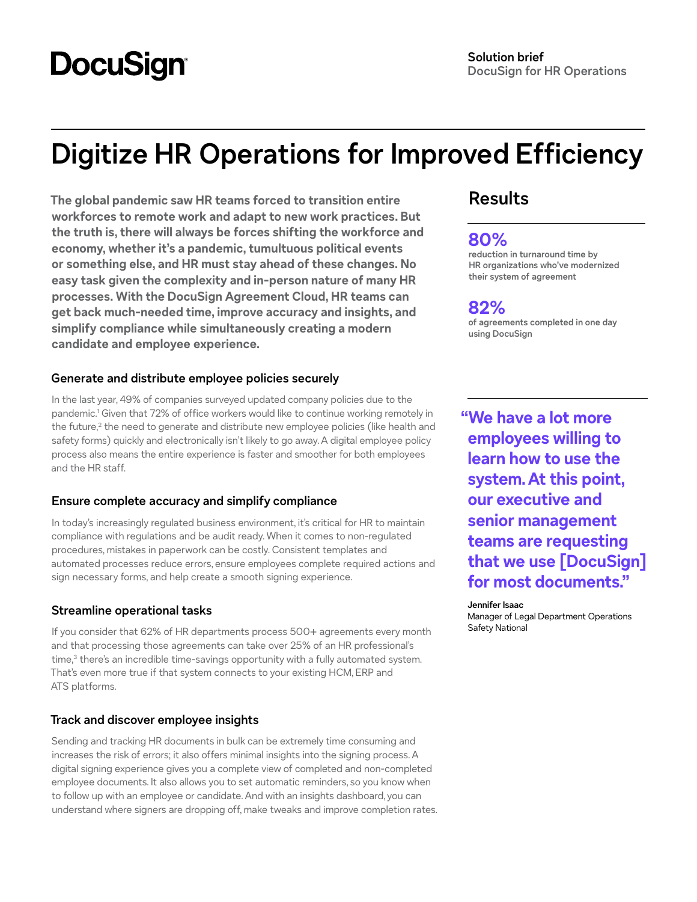DocuSign

**Solution brief**
DocuSign for HR Operations

# Digitize HR Operations for Improved Efficiency

**The global pandemic saw HR teams forced to transition entire workforces to remote work and adapt to new work practices. But the truth is, there will always be forces shifting the workforce and economy, whether it's a pandemic, tumultuous political events or something else, and HR must stay ahead of these changes. No easy task given the complexity and in-person nature of many HR processes. With the DocuSign Agreement Cloud, HR teams can get back much-needed time, improve accuracy and insights, and simplify compliance while simultaneously creating a modern candidate and employee experience.**

### Generate and distribute employee policies securely

In the last year, 49% of companies surveyed updated company policies due to the pandemic.[1] Given that 72% of office workers would like to continue working remotely in the future,[2] the need to generate and distribute new employee policies (like health and safety forms) quickly and electronically isn't likely to go away. A digital employee policy process also means the entire experience is faster and smoother for both employees and the HR staff.

### Ensure complete accuracy and simplify compliance

In today's increasingly regulated business environment, it's critical for HR to maintain compliance with regulations and be audit ready. When it comes to non-regulated procedures, mistakes in paperwork can be costly. Consistent templates and automated processes reduce errors, ensure employees complete required actions and sign necessary forms, and help create a smooth signing experience.

### Streamline operational tasks

If you consider that 62% of HR departments process 500+ agreements every month and that processing those agreements can take over 25% of an HR professional's time,[3] there's an incredible time-savings opportunity with a fully automated system. That's even more true if that system connects to your existing HCM, ERP and ATS platforms.

### Track and discover employee insights

Sending and tracking HR documents in bulk can be extremely time consuming and increases the risk of errors; it also offers minimal insights into the signing process. A digital signing experience gives you a complete view of completed and non-completed employee documents. It also allows you to set automatic reminders, so you know when to follow up with an employee or candidate. And with an insights dashboard, you can understand where signers are dropping off, make tweaks and improve completion rates.

## Results

**80%**
**reduction in turnaround time by HR organizations who've modernized their system of agreement**

**82%**
**of agreements completed in one day using DocuSign**

> **"We have a lot more employees willing to learn how to use the system. At this point, our executive and senior management teams are requesting that we use [DocuSign] for most documents."**

**Jennifer Isaac**
Manager of Legal Department Operations
Safety National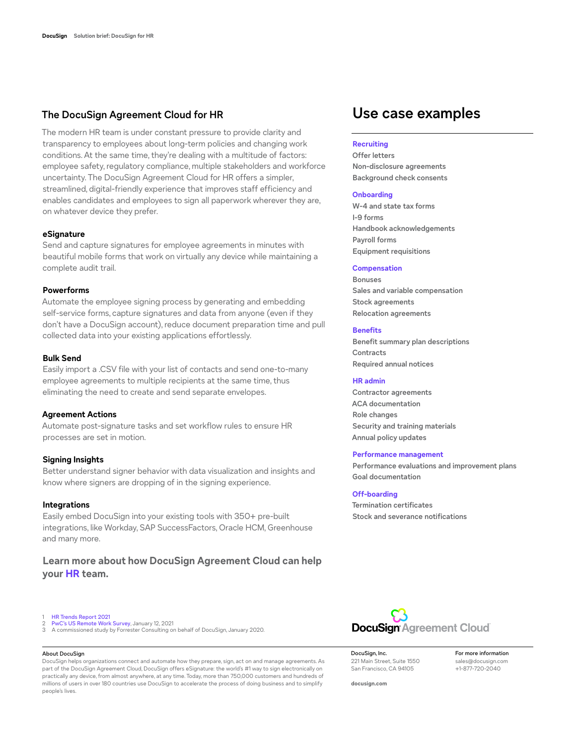## The DocuSign Agreement Cloud for HR

The modern HR team is under constant pressure to provide clarity and transparency to employees about long-term policies and changing work conditions. At the same time, they're dealing with a multitude of factors: employee safety, regulatory compliance, multiple stakeholders and workforce uncertainty. The DocuSign Agreement Cloud for HR offers a simpler, streamlined, digital-friendly experience that improves staff efficiency and enables candidates and employees to sign all paperwork wherever they are, on whatever device they prefer.

### eSignature

Send and capture signatures for employee agreements in minutes with beautiful mobile forms that work on virtually any device while maintaining a complete audit trail.

### Powerforms

Automate the employee signing process by generating and embedding self-service forms, capture signatures and data from anyone (even if they don't have a DocuSign account), reduce document preparation time and pull collected data into your existing applications effortlessly.

### Bulk Send

Easily import a .CSV file with your list of contacts and send one-to-many employee agreements to multiple recipients at the same time, thus eliminating the need to create and send separate envelopes.

### Agreement Actions

Automate post-signature tasks and set workflow rules to ensure HR processes are set in motion.

### Signing Insights

Better understand signer behavior with data visualization and insights and know where signers are dropping of in the signing experience.

### Integrations

Easily embed DocuSign into your existing tools with 350+ pre-built integrations, like Workday, SAP SuccessFactors, Oracle HCM, Greenhouse and many more.

**Learn more about how DocuSign Agreement Cloud can help your HR team.**

# Use case examples

**Recruiting**
- Offer letters
- Non-disclosure agreements
- Background check consents

**Onboarding**
- W-4 and state tax forms
- I-9 forms
- Handbook acknowledgements
- Payroll forms
- Equipment requisitions

**Compensation**
- Bonuses
- Sales and variable compensation
- Stock agreements
- Relocation agreements

**Benefits**
- Benefit summary plan descriptions
- Contracts
- Required annual notices

**HR admin**
- Contractor agreements
- ACA documentation
- Role changes
- Security and training materials
- Annual policy updates

**Performance management**
- Performance evaluations and improvement plans
- Goal documentation

**Off-boarding**
- Termination certificates
- Stock and severance notifications

1. HR Trends Report 2021
2. PwC's US Remote Work Survey, January 12, 2021
3. A commissioned study by Forrester Consulting on behalf of DocuSign, January 2020.

DocuSign Agreement Cloud

**About DocuSign**
DocuSign helps organizations connect and automate how they prepare, sign, act on and manage agreements. As part of the DocuSign Agreement Cloud, DocuSign offers eSignature: the world's #1 way to sign electronically on practically any device, from almost anywhere, at any time. Today, more than 750,000 customers and hundreds of millions of users in over 180 countries use DocuSign to accelerate the process of doing business and to simplify people's lives.

DocuSign, Inc.
221 Main Street, Suite 1550
San Francisco, CA 94105

docusign.com

For more information
sales@docusign.com
+1-877-720-2040